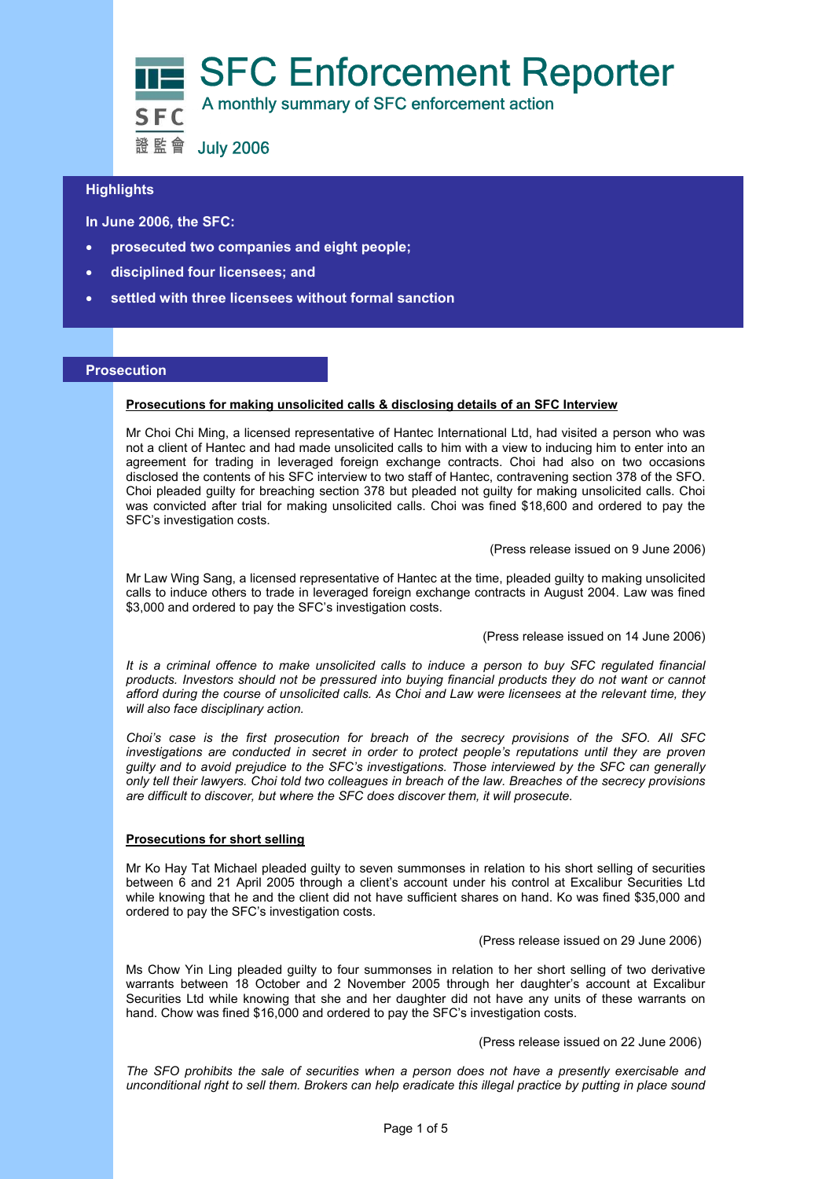# SFC Enforcement Reporter

A monthly summary of SFC enforcement action

July 2006

## Highlights

**In June 2006, the SFC:**

- **prosecuted two companies and eight people;**
- **disciplined four licensees; and**
- **settled with three licensees without formal sanction**

## Prosecution

### Prosecutions for making unsolicited calls & disclosing details of an SFC Interview

Mr Choi Chi Ming, a licensed representative of Hantec International Ltd, had visited a person who was not a client of Hantec and had made unsolicited calls to him with a view to inducing him to enter into an agreement for trading in leveraged foreign exchange contracts. Choi had also on two occasions disclosed the contents of his SFC interview to two staff of Hantec, contravening section 378 of the SFO. Choi pleaded guilty for breaching section 378 but pleaded not guilty for making unsolicited calls. Choi was convicted after trial for making unsolicited calls. Choi was fined $18,600 and ordered to pay the SFC's investigation costs.

(Press release issued on 9 June 2006)

Mr Law Wing Sang, a licensed representative of Hantec at the time, pleaded guilty to making unsolicited calls to induce others to trade in leveraged foreign exchange contracts in August 2004. Law was fined $3,000 and ordered to pay the SFC's investigation costs.

(Press release issued on 14 June 2006)

*It is a criminal offence to make unsolicited calls to induce a person to buy SFC regulated financial products. Investors should not be pressured into buying financial products they do not want or cannot afford during the course of unsolicited calls. As Choi and Law were licensees at the relevant time, they will also face disciplinary action.*

*Choi's case is the first prosecution for breach of the secrecy provisions of the SFO. All SFC investigations are conducted in secret in order to protect people's reputations until they are proven guilty and to avoid prejudice to the SFC's investigations. Those interviewed by the SFC can generally only tell their lawyers. Choi told two colleagues in breach of the law. Breaches of the secrecy provisions are difficult to discover, but where the SFC does discover them, it will prosecute.*

### Prosecutions for short selling

Mr Ko Hay Tat Michael pleaded guilty to seven summonses in relation to his short selling of securities between 6 and 21 April 2005 through a client's account under his control at Excalibur Securities Ltd while knowing that he and the client did not have sufficient shares on hand. Ko was fined $35,000 and ordered to pay the SFC's investigation costs.

(Press release issued on 29 June 2006)

Ms Chow Yin Ling pleaded guilty to four summonses in relation to her short selling of two derivative warrants between 18 October and 2 November 2005 through her daughter's account at Excalibur Securities Ltd while knowing that she and her daughter did not have any units of these warrants on hand. Chow was fined $16,000 and ordered to pay the SFC's investigation costs.

(Press release issued on 22 June 2006)

*The SFO prohibits the sale of securities when a person does not have a presently exercisable and unconditional right to sell them. Brokers can help eradicate this illegal practice by putting in place sound*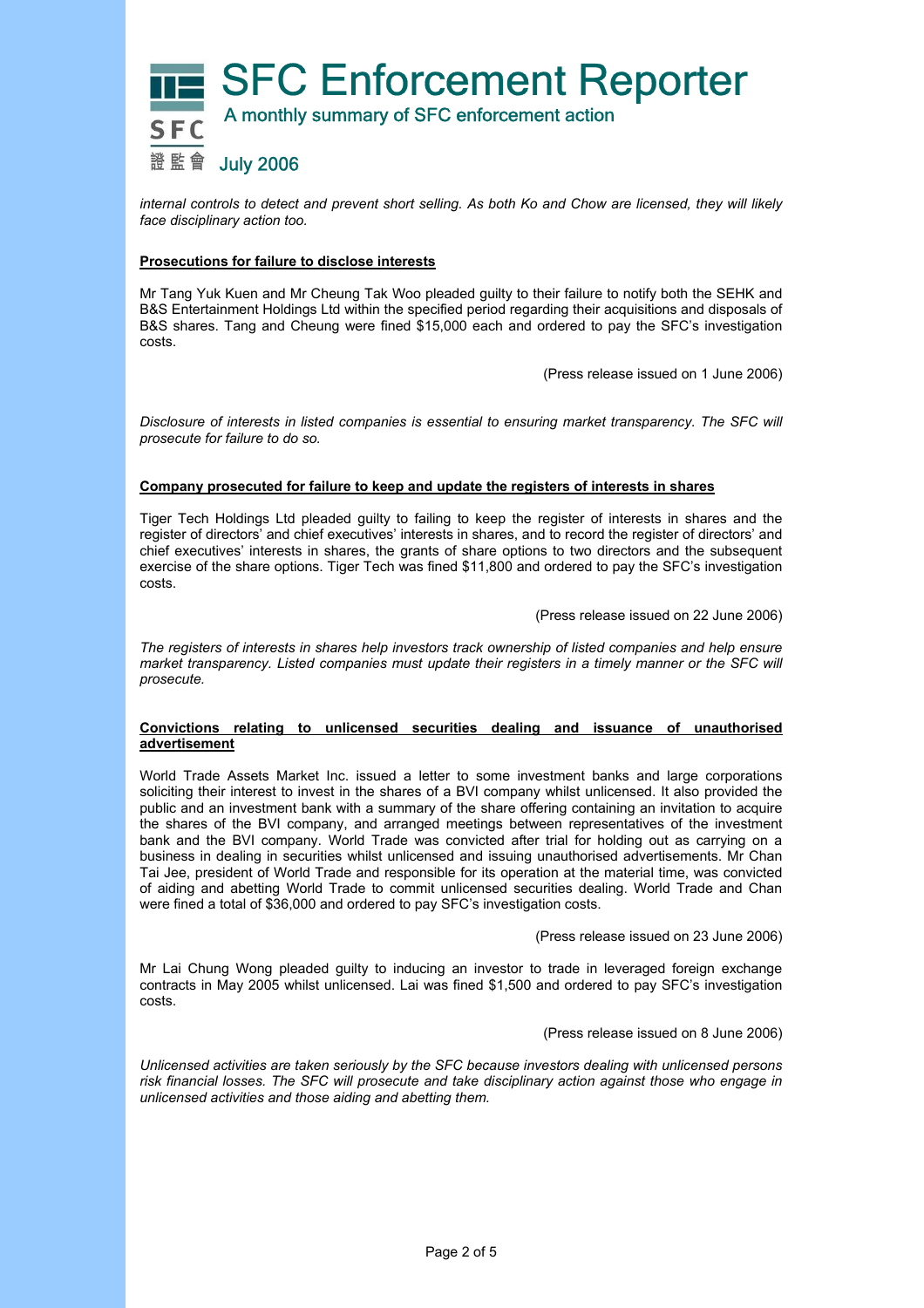*internal controls to detect and prevent short selling. As both Ko and Chow are licensed, they will likely face disciplinary action too.*

**Prosecutions for failure to disclose interests**

Mr Tang Yuk Kuen and Mr Cheung Tak Woo pleaded guilty to their failure to notify both the SEHK and B&S Entertainment Holdings Ltd within the specified period regarding their acquisitions and disposals of B&S shares. Tang and Cheung were fined $15,000 each and ordered to pay the SFC's investigation costs.

(Press release issued on 1 June 2006)

*Disclosure of interests in listed companies is essential to ensuring market transparency. The SFC will prosecute for failure to do so.*

**Company prosecuted for failure to keep and update the registers of interests in shares**

Tiger Tech Holdings Ltd pleaded guilty to failing to keep the register of interests in shares and the register of directors' and chief executives' interests in shares, and to record the register of directors' and chief executives' interests in shares, the grants of share options to two directors and the subsequent exercise of the share options. Tiger Tech was fined $11,800 and ordered to pay the SFC's investigation costs.

(Press release issued on 22 June 2006)

*The registers of interests in shares help investors track ownership of listed companies and help ensure market transparency. Listed companies must update their registers in a timely manner or the SFC will prosecute.*

**Convictions relating to unlicensed securities dealing and issuance of unauthorised advertisement**

World Trade Assets Market Inc. issued a letter to some investment banks and large corporations soliciting their interest to invest in the shares of a BVI company whilst unlicensed. It also provided the public and an investment bank with a summary of the share offering containing an invitation to acquire the shares of the BVI company, and arranged meetings between representatives of the investment bank and the BVI company. World Trade was convicted after trial for holding out as carrying on a business in dealing in securities whilst unlicensed and issuing unauthorised advertisements. Mr Chan Tai Jee, president of World Trade and responsible for its operation at the material time, was convicted of aiding and abetting World Trade to commit unlicensed securities dealing. World Trade and Chan were fined a total of $36,000 and ordered to pay SFC's investigation costs.

(Press release issued on 23 June 2006)

Mr Lai Chung Wong pleaded guilty to inducing an investor to trade in leveraged foreign exchange contracts in May 2005 whilst unlicensed. Lai was fined $1,500 and ordered to pay SFC's investigation costs.

(Press release issued on 8 June 2006)

*Unlicensed activities are taken seriously by the SFC because investors dealing with unlicensed persons risk financial losses. The SFC will prosecute and take disciplinary action against those who engage in unlicensed activities and those aiding and abetting them.*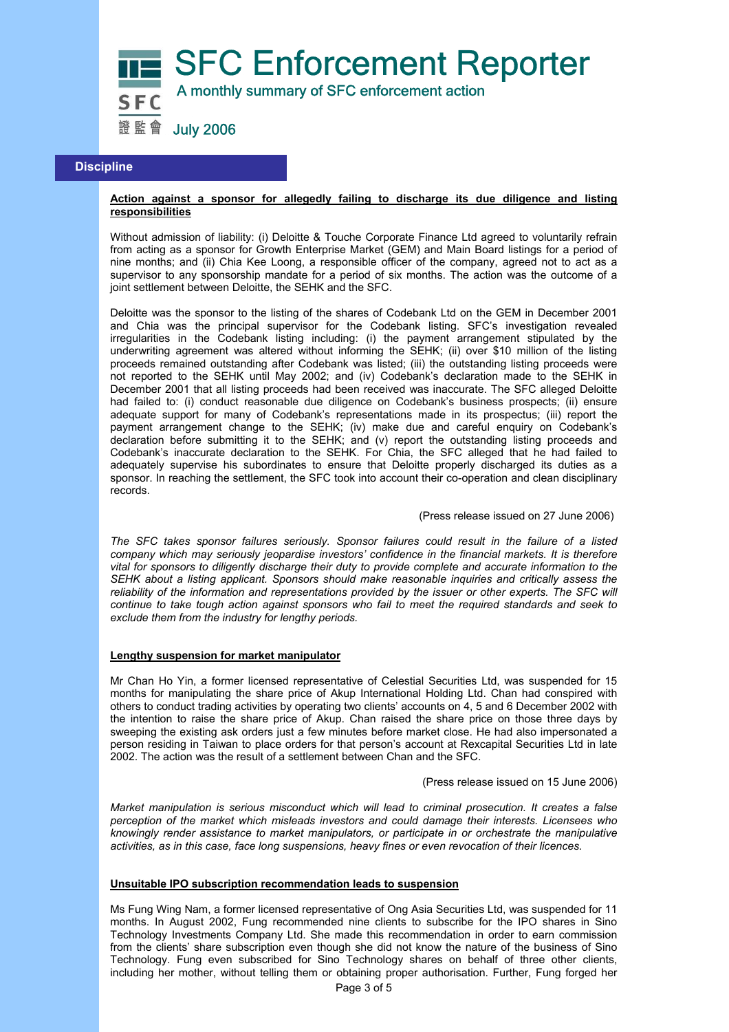# SFC Enforcement Reporter

A monthly summary of SFC enforcement action

July 2006

## Discipline

**Action against a sponsor for allegedly failing to discharge its due diligence and listing responsibilities**

Without admission of liability: (i) Deloitte & Touche Corporate Finance Ltd agreed to voluntarily refrain from acting as a sponsor for Growth Enterprise Market (GEM) and Main Board listings for a period of nine months; and (ii) Chia Kee Loong, a responsible officer of the company, agreed not to act as a supervisor to any sponsorship mandate for a period of six months. The action was the outcome of a joint settlement between Deloitte, the SEHK and the SFC.

Deloitte was the sponsor to the listing of the shares of Codebank Ltd on the GEM in December 2001 and Chia was the principal supervisor for the Codebank listing. SFC's investigation revealed irregularities in the Codebank listing including: (i) the payment arrangement stipulated by the underwriting agreement was altered without informing the SEHK; (ii) over $10 million of the listing proceeds remained outstanding after Codebank was listed; (iii) the outstanding listing proceeds were not reported to the SEHK until May 2002; and (iv) Codebank's declaration made to the SEHK in December 2001 that all listing proceeds had been received was inaccurate. The SFC alleged Deloitte had failed to: (i) conduct reasonable due diligence on Codebank's business prospects; (ii) ensure adequate support for many of Codebank's representations made in its prospectus; (iii) report the payment arrangement change to the SEHK; (iv) make due and careful enquiry on Codebank's declaration before submitting it to the SEHK; and (v) report the outstanding listing proceeds and Codebank's inaccurate declaration to the SEHK. For Chia, the SFC alleged that he had failed to adequately supervise his subordinates to ensure that Deloitte properly discharged its duties as a sponsor. In reaching the settlement, the SFC took into account their co-operation and clean disciplinary records.

(Press release issued on 27 June 2006)

*The SFC takes sponsor failures seriously. Sponsor failures could result in the failure of a listed company which may seriously jeopardise investors' confidence in the financial markets. It is therefore vital for sponsors to diligently discharge their duty to provide complete and accurate information to the SEHK about a listing applicant. Sponsors should make reasonable inquiries and critically assess the reliability of the information and representations provided by the issuer or other experts. The SFC will continue to take tough action against sponsors who fail to meet the required standards and seek to exclude them from the industry for lengthy periods.*

**Lengthy suspension for market manipulator**

Mr Chan Ho Yin, a former licensed representative of Celestial Securities Ltd, was suspended for 15 months for manipulating the share price of Akup International Holding Ltd. Chan had conspired with others to conduct trading activities by operating two clients' accounts on 4, 5 and 6 December 2002 with the intention to raise the share price of Akup. Chan raised the share price on those three days by sweeping the existing ask orders just a few minutes before market close. He had also impersonated a person residing in Taiwan to place orders for that person's account at Rexcapital Securities Ltd in late 2002. The action was the result of a settlement between Chan and the SFC.

(Press release issued on 15 June 2006)

*Market manipulation is serious misconduct which will lead to criminal prosecution. It creates a false perception of the market which misleads investors and could damage their interests. Licensees who knowingly render assistance to market manipulators, or participate in or orchestrate the manipulative activities, as in this case, face long suspensions, heavy fines or even revocation of their licences.*

**Unsuitable IPO subscription recommendation leads to suspension**

Ms Fung Wing Nam, a former licensed representative of Ong Asia Securities Ltd, was suspended for 11 months. In August 2002, Fung recommended nine clients to subscribe for the IPO shares in Sino Technology Investments Company Ltd. She made this recommendation in order to earn commission from the clients' share subscription even though she did not know the nature of the business of Sino Technology. Fung even subscribed for Sino Technology shares on behalf of three other clients, including her mother, without telling them or obtaining proper authorisation. Further, Fung forged her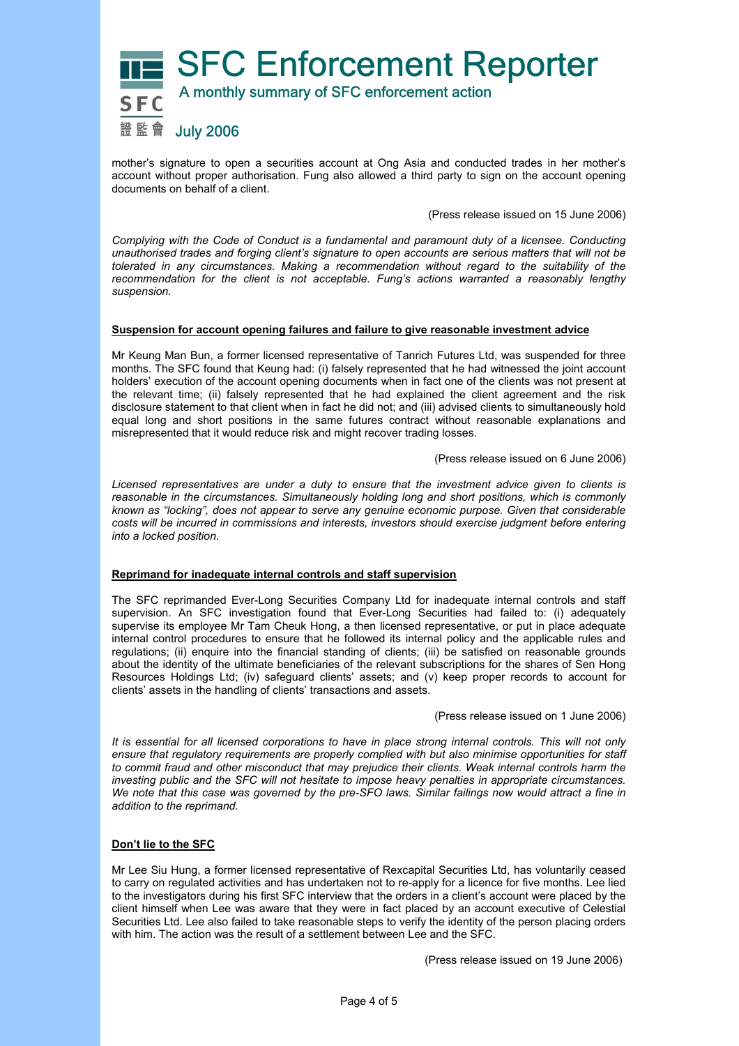mother's signature to open a securities account at Ong Asia and conducted trades in her mother's account without proper authorisation. Fung also allowed a third party to sign on the account opening documents on behalf of a client.

(Press release issued on 15 June 2006)

*Complying with the Code of Conduct is a fundamental and paramount duty of a licensee. Conducting unauthorised trades and forging client's signature to open accounts are serious matters that will not be tolerated in any circumstances. Making a recommendation without regard to the suitability of the recommendation for the client is not acceptable. Fung's actions warranted a reasonably lengthy suspension.*

**Suspension for account opening failures and failure to give reasonable investment advice**

Mr Keung Man Bun, a former licensed representative of Tanrich Futures Ltd, was suspended for three months. The SFC found that Keung had: (i) falsely represented that he had witnessed the joint account holders' execution of the account opening documents when in fact one of the clients was not present at the relevant time; (ii) falsely represented that he had explained the client agreement and the risk disclosure statement to that client when in fact he did not; and (iii) advised clients to simultaneously hold equal long and short positions in the same futures contract without reasonable explanations and misrepresented that it would reduce risk and might recover trading losses.

(Press release issued on 6 June 2006)

*Licensed representatives are under a duty to ensure that the investment advice given to clients is reasonable in the circumstances. Simultaneously holding long and short positions, which is commonly known as "locking", does not appear to serve any genuine economic purpose. Given that considerable costs will be incurred in commissions and interests, investors should exercise judgment before entering into a locked position.*

**Reprimand for inadequate internal controls and staff supervision**

The SFC reprimanded Ever-Long Securities Company Ltd for inadequate internal controls and staff supervision. An SFC investigation found that Ever-Long Securities had failed to: (i) adequately supervise its employee Mr Tam Cheuk Hong, a then licensed representative, or put in place adequate internal control procedures to ensure that he followed its internal policy and the applicable rules and regulations; (ii) enquire into the financial standing of clients; (iii) be satisfied on reasonable grounds about the identity of the ultimate beneficiaries of the relevant subscriptions for the shares of Sen Hong Resources Holdings Ltd; (iv) safeguard clients' assets; and (v) keep proper records to account for clients' assets in the handling of clients' transactions and assets.

(Press release issued on 1 June 2006)

*It is essential for all licensed corporations to have in place strong internal controls. This will not only ensure that regulatory requirements are properly complied with but also minimise opportunities for staff to commit fraud and other misconduct that may prejudice their clients. Weak internal controls harm the investing public and the SFC will not hesitate to impose heavy penalties in appropriate circumstances. We note that this case was governed by the pre-SFO laws. Similar failings now would attract a fine in addition to the reprimand.*

**Don't lie to the SFC**

Mr Lee Siu Hung, a former licensed representative of Rexcapital Securities Ltd, has voluntarily ceased to carry on regulated activities and has undertaken not to re-apply for a licence for five months. Lee lied to the investigators during his first SFC interview that the orders in a client's account were placed by the client himself when Lee was aware that they were in fact placed by an account executive of Celestial Securities Ltd. Lee also failed to take reasonable steps to verify the identity of the person placing orders with him. The action was the result of a settlement between Lee and the SFC.

(Press release issued on 19 June 2006)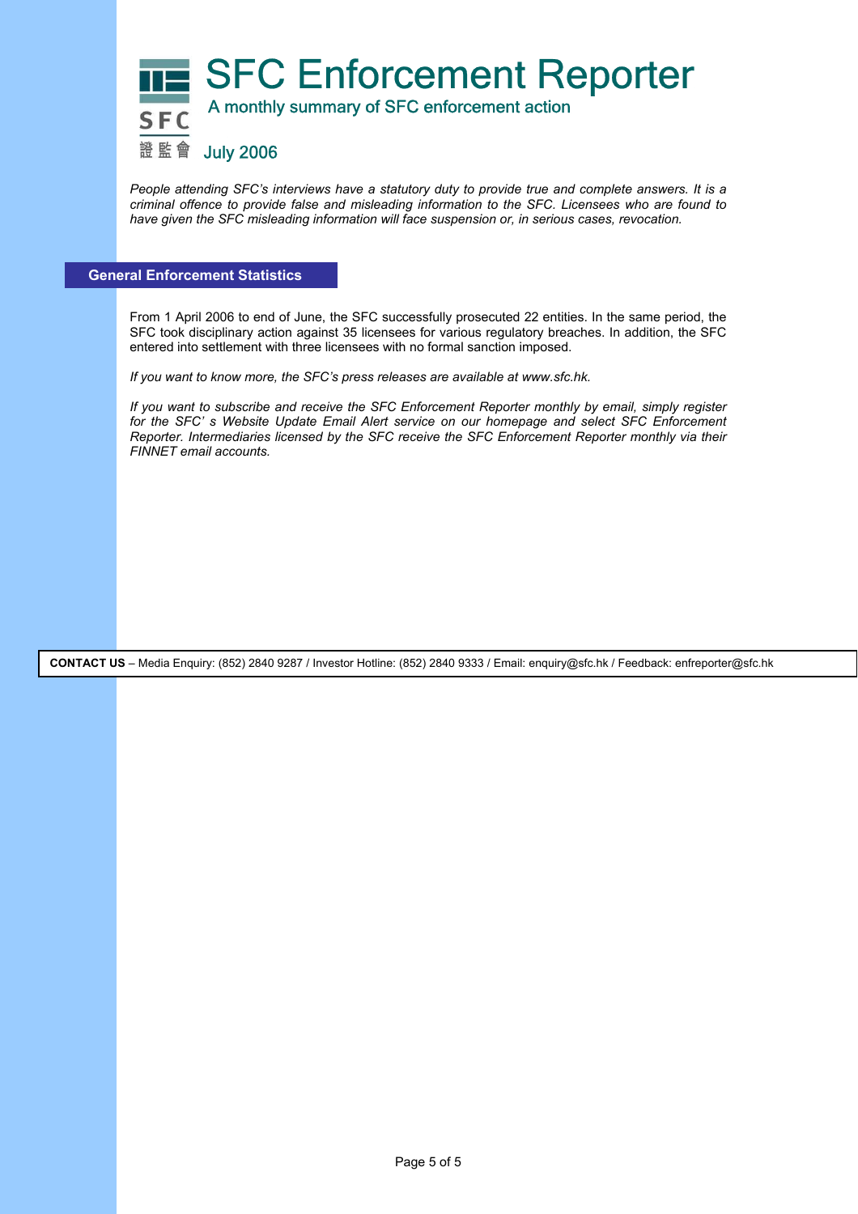# SFC Enforcement Reporter

A monthly summary of SFC enforcement action

July 2006

*People attending SFC's interviews have a statutory duty to provide true and complete answers. It is a criminal offence to provide false and misleading information to the SFC. Licensees who are found to have given the SFC misleading information will face suspension or, in serious cases, revocation.*

## General Enforcement Statistics

From 1 April 2006 to end of June, the SFC successfully prosecuted 22 entities. In the same period, the SFC took disciplinary action against 35 licensees for various regulatory breaches. In addition, the SFC entered into settlement with three licensees with no formal sanction imposed.

*If you want to know more, the SFC's press releases are available at www.sfc.hk.*

*If you want to subscribe and receive the SFC Enforcement Reporter monthly by email, simply register for the SFC' s Website Update Email Alert service on our homepage and select SFC Enforcement Reporter. Intermediaries licensed by the SFC receive the SFC Enforcement Reporter monthly via their FINNET email accounts.*

**CONTACT US** – Media Enquiry: (852) 2840 9287 / Investor Hotline: (852) 2840 9333 / Email: enquiry@sfc.hk / Feedback: enfreporter@sfc.hk